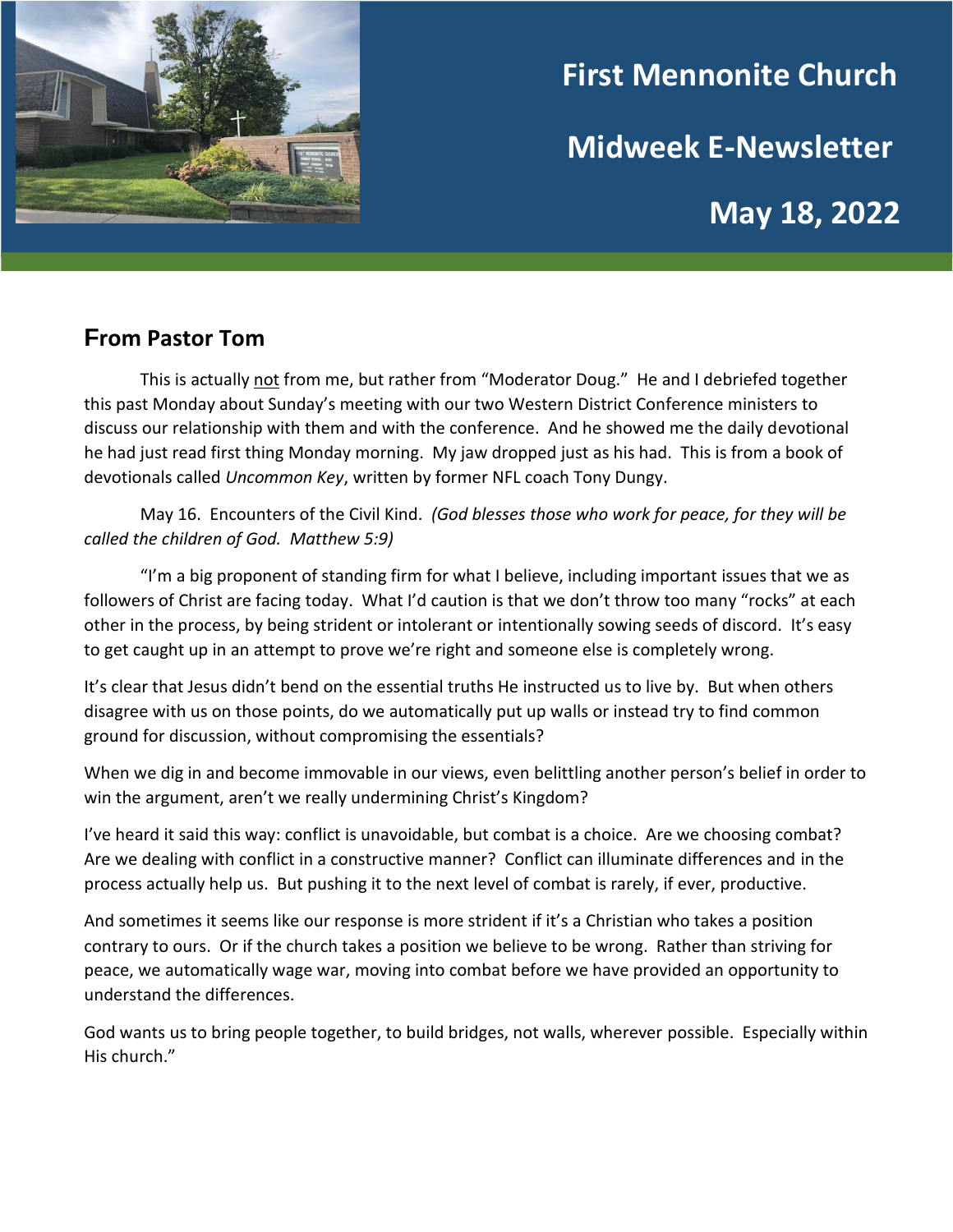# First Mennonite Church

## Midweek E-Newsletter

## May 18, 2022

## From Pastor Tom

This is actually <u>not</u> from me, but rather from "Moderator Doug." He and I debriefed together this past Monday about Sunday's meeting with our two Western District Conference ministers to discuss our relationship with them and with the conference. And he showed me the daily devotional he had just read first thing Monday morning. My jaw dropped just as his had. This is from a book of devotionals called *Uncommon Key*, written by former NFL coach Tony Dungy.

May 16. Encounters of the Civil Kind. *(God blesses those who work for peace, for they will be called the children of God. Matthew 5:9)*

"I'm a big proponent of standing firm for what I believe, including important issues that we as followers of Christ are facing today. What I'd caution is that we don't throw too many "rocks" at each other in the process, by being strident or intolerant or intentionally sowing seeds of discord. It's easy to get caught up in an attempt to prove we're right and someone else is completely wrong.

It's clear that Jesus didn't bend on the essential truths He instructed us to live by. But when others disagree with us on those points, do we automatically put up walls or instead try to find common ground for discussion, without compromising the essentials?

When we dig in and become immovable in our views, even belittling another person's belief in order to win the argument, aren't we really undermining Christ's Kingdom?

I've heard it said this way: conflict is unavoidable, but combat is a choice. Are we choosing combat? Are we dealing with conflict in a constructive manner? Conflict can illuminate differences and in the process actually help us. But pushing it to the next level of combat is rarely, if ever, productive.

And sometimes it seems like our response is more strident if it's a Christian who takes a position contrary to ours. Or if the church takes a position we believe to be wrong. Rather than striving for peace, we automatically wage war, moving into combat before we have provided an opportunity to understand the differences.

God wants us to bring people together, to build bridges, not walls, wherever possible. Especially within His church."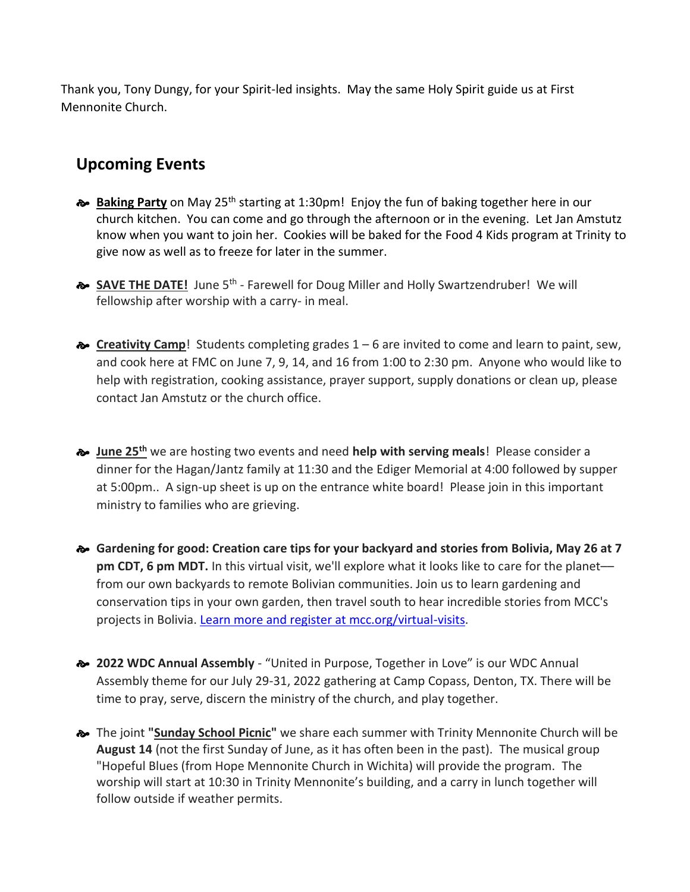Thank you, Tony Dungy, for your Spirit-led insights. May the same Holy Spirit guide us at First Mennonite Church.

## Upcoming Events

- **Baking Party** on May 25th starting at 1:30pm! Enjoy the fun of baking together here in our church kitchen. You can come and go through the afternoon or in the evening. Let Jan Amstutz know when you want to join her. Cookies will be baked for the Food 4 Kids program at Trinity to give now as well as to freeze for later in the summer.

- **SAVE THE DATE!** June 5th - Farewell for Doug Miller and Holly Swartzendruber! We will fellowship after worship with a carry- in meal.

- **Creativity Camp**! Students completing grades 1 – 6 are invited to come and learn to paint, sew, and cook here at FMC on June 7, 9, 14, and 16 from 1:00 to 2:30 pm. Anyone who would like to help with registration, cooking assistance, prayer support, supply donations or clean up, please contact Jan Amstutz or the church office.

- **June 25th** we are hosting two events and need **help with serving meals**! Please consider a dinner for the Hagan/Jantz family at 11:30 and the Ediger Memorial at 4:00 followed by supper at 5:00pm.. A sign-up sheet is up on the entrance white board! Please join in this important ministry to families who are grieving.

- **Gardening for good: Creation care tips for your backyard and stories from Bolivia, May 26 at 7 pm CDT, 6 pm MDT.** In this virtual visit, we'll explore what it looks like to care for the planet—from our own backyards to remote Bolivian communities. Join us to learn gardening and conservation tips in your own garden, then travel south to hear incredible stories from MCC's projects in Bolivia. [Learn more and register at mcc.org/virtual-visits](mcc.org/virtual-visits).

- **2022 WDC Annual Assembly** - "United in Purpose, Together in Love" is our WDC Annual Assembly theme for our July 29-31, 2022 gathering at Camp Copass, Denton, TX. There will be time to pray, serve, discern the ministry of the church, and play together.

- The joint **"Sunday School Picnic"** we share each summer with Trinity Mennonite Church will be **August 14** (not the first Sunday of June, as it has often been in the past). The musical group "Hopeful Blues (from Hope Mennonite Church in Wichita) will provide the program. The worship will start at 10:30 in Trinity Mennonite's building, and a carry in lunch together will follow outside if weather permits.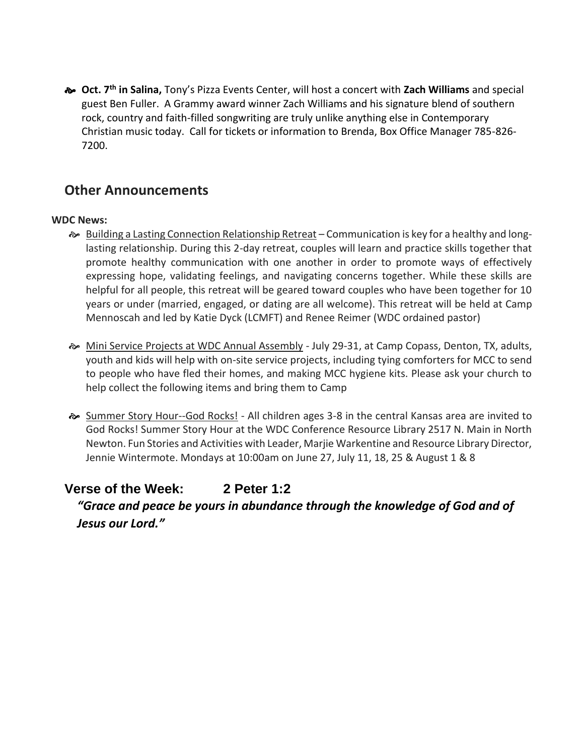- **Oct. 7th in Salina,** Tony's Pizza Events Center, will host a concert with **Zach Williams** and special guest Ben Fuller. A Grammy award winner Zach Williams and his signature blend of southern rock, country and faith-filled songwriting are truly unlike anything else in Contemporary Christian music today. Call for tickets or information to Brenda, Box Office Manager 785-826-7200.

## Other Announcements

**WDC News:**

- Building a Lasting Connection Relationship Retreat – Communication is key for a healthy and long-lasting relationship. During this 2-day retreat, couples will learn and practice skills together that promote healthy communication with one another in order to promote ways of effectively expressing hope, validating feelings, and navigating concerns together. While these skills are helpful for all people, this retreat will be geared toward couples who have been together for 10 years or under (married, engaged, or dating are all welcome). This retreat will be held at Camp Mennoscah and led by Katie Dyck (LCMFT) and Renee Reimer (WDC ordained pastor)

- Mini Service Projects at WDC Annual Assembly - July 29-31, at Camp Copass, Denton, TX, adults, youth and kids will help with on-site service projects, including tying comforters for MCC to send to people who have fled their homes, and making MCC hygiene kits. Please ask your church to help collect the following items and bring them to Camp

- Summer Story Hour--God Rocks! - All children ages 3-8 in the central Kansas area are invited to God Rocks! Summer Story Hour at the WDC Conference Resource Library 2517 N. Main in North Newton. Fun Stories and Activities with Leader, Marjie Warkentine and Resource Library Director, Jennie Wintermote. Mondays at 10:00am on June 27, July 11, 18, 25 & August 1 & 8

## Verse of the Week: 2 Peter 1:2

***"Grace and peace be yours in abundance through the knowledge of God and of Jesus our Lord."***